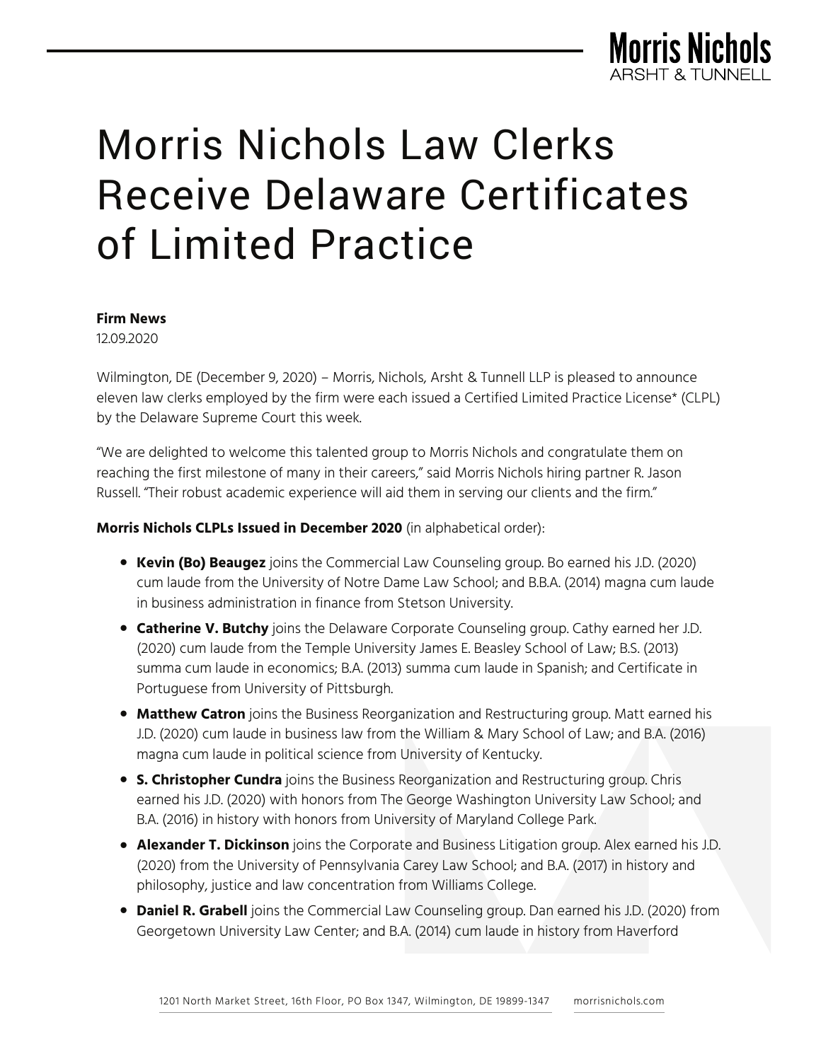# Morris Nichols Law Clerks Receive Delaware Certificates of Limited Practice

**Firm News**
12.09.2020

Wilmington, DE (December 9, 2020) – Morris, Nichols, Arsht & Tunnell LLP is pleased to announce eleven law clerks employed by the firm were each issued a Certified Limited Practice License* (CLPL) by the Delaware Supreme Court this week.

"We are delighted to welcome this talented group to Morris Nichols and congratulate them on reaching the first milestone of many in their careers," said Morris Nichols hiring partner R. Jason Russell. "Their robust academic experience will aid them in serving our clients and the firm."

**Morris Nichols CLPLs Issued in December 2020** (in alphabetical order):

- **Kevin (Bo) Beaugez** joins the Commercial Law Counseling group. Bo earned his J.D. (2020) cum laude from the University of Notre Dame Law School; and B.B.A. (2014) magna cum laude in business administration in finance from Stetson University.
- **Catherine V. Butchy** joins the Delaware Corporate Counseling group. Cathy earned her J.D. (2020) cum laude from the Temple University James E. Beasley School of Law; B.S. (2013) summa cum laude in economics; B.A. (2013) summa cum laude in Spanish; and Certificate in Portuguese from University of Pittsburgh.
- **Matthew Catron** joins the Business Reorganization and Restructuring group. Matt earned his J.D. (2020) cum laude in business law from the William & Mary School of Law; and B.A. (2016) magna cum laude in political science from University of Kentucky.
- **S. Christopher Cundra** joins the Business Reorganization and Restructuring group. Chris earned his J.D. (2020) with honors from The George Washington University Law School; and B.A. (2016) in history with honors from University of Maryland College Park.
- **Alexander T. Dickinson** joins the Corporate and Business Litigation group. Alex earned his J.D. (2020) from the University of Pennsylvania Carey Law School; and B.A. (2017) in history and philosophy, justice and law concentration from Williams College.
- **Daniel R. Grabell** joins the Commercial Law Counseling group. Dan earned his J.D. (2020) from Georgetown University Law Center; and B.A. (2014) cum laude in history from Haverford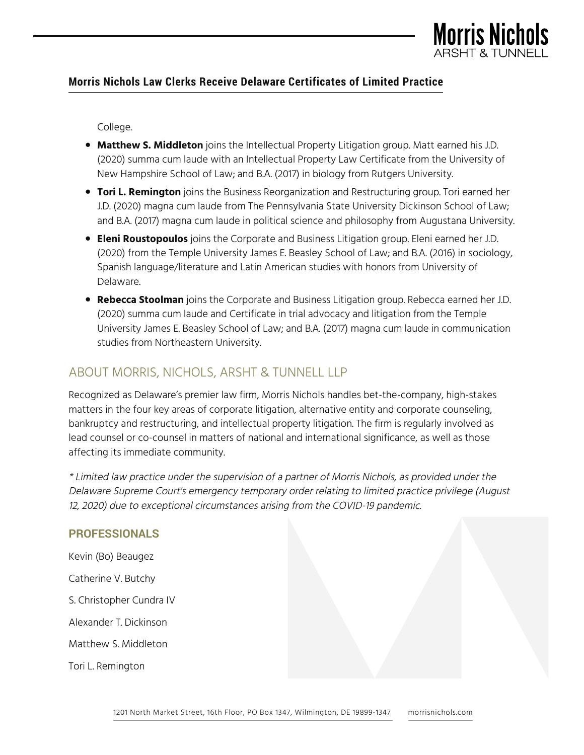College.

- **Matthew S. Middleton** joins the Intellectual Property Litigation group. Matt earned his J.D. (2020) summa cum laude with an Intellectual Property Law Certificate from the University of New Hampshire School of Law; and B.A. (2017) in biology from Rutgers University.
- **Tori L. Remington** joins the Business Reorganization and Restructuring group. Tori earned her J.D. (2020) magna cum laude from The Pennsylvania State University Dickinson School of Law; and B.A. (2017) magna cum laude in political science and philosophy from Augustana University.
- **Eleni Roustopoulos** joins the Corporate and Business Litigation group. Eleni earned her J.D. (2020) from the Temple University James E. Beasley School of Law; and B.A. (2016) in sociology, Spanish language/literature and Latin American studies with honors from University of Delaware.
- **Rebecca Stoolman** joins the Corporate and Business Litigation group. Rebecca earned her J.D. (2020) summa cum laude and Certificate in trial advocacy and litigation from the Temple University James E. Beasley School of Law; and B.A. (2017) magna cum laude in communication studies from Northeastern University.

## ABOUT MORRIS, NICHOLS, ARSHT & TUNNELL LLP

Recognized as Delaware's premier law firm, Morris Nichols handles bet-the-company, high-stakes matters in the four key areas of corporate litigation, alternative entity and corporate counseling, bankruptcy and restructuring, and intellectual property litigation. The firm is regularly involved as lead counsel or co-counsel in matters of national and international significance, as well as those affecting its immediate community.

*\* Limited law practice under the supervision of a partner of Morris Nichols, as provided under the Delaware Supreme Court's emergency temporary order relating to limited practice privilege (August 12, 2020) due to exceptional circumstances arising from the COVID-19 pandemic.*

### PROFESSIONALS

Kevin (Bo) Beaugez

Catherine V. Butchy

S. Christopher Cundra IV

Alexander T. Dickinson

Matthew S. Middleton

Tori L. Remington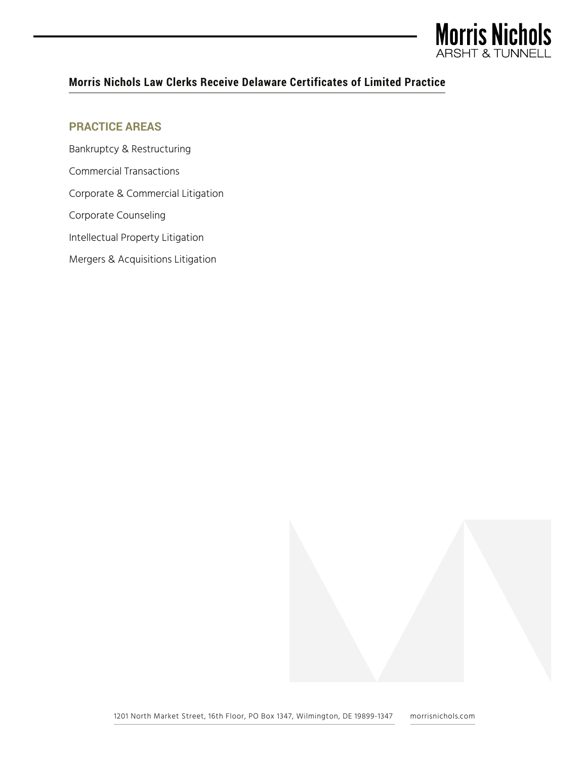## PRACTICE AREAS

Bankruptcy & Restructuring

Commercial Transactions

Corporate & Commercial Litigation

Corporate Counseling

Intellectual Property Litigation

Mergers & Acquisitions Litigation